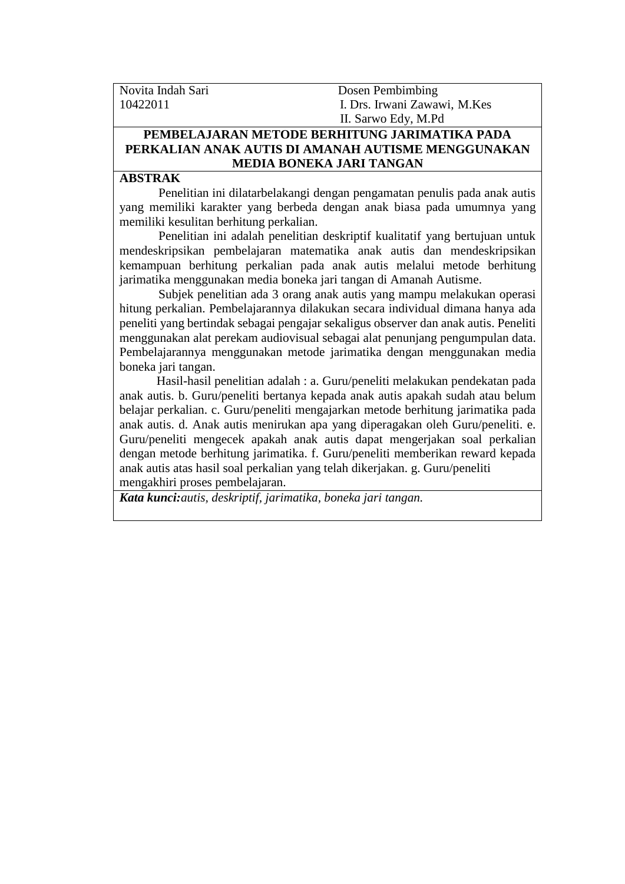Novita Indah Sari
10422011

Dosen Pembimbing
I. Drs. Irwani Zawawi, M.Kes
II. Sarwo Edy, M.Pd

# PEMBELAJARAN METODE BERHITUNG JARIMATIKA PADA PERKALIAN ANAK AUTIS DI AMANAH AUTISME MENGGUNAKAN MEDIA BONEKA JARI TANGAN

## ABSTRAK

Penelitian ini dilatarbelakangi dengan pengamatan penulis pada anak autis yang memiliki karakter yang berbeda dengan anak biasa pada umumnya yang memiliki kesulitan berhitung perkalian.

Penelitian ini adalah penelitian deskriptif kualitatif yang bertujuan untuk mendeskripsikan pembelajaran matematika anak autis dan mendeskripsikan kemampuan berhitung perkalian pada anak autis melalui metode berhitung jarimatika menggunakan media boneka jari tangan di Amanah Autisme.

Subjek penelitian ada 3 orang anak autis yang mampu melakukan operasi hitung perkalian. Pembelajarannya dilakukan secara individual dimana hanya ada peneliti yang bertindak sebagai pengajar sekaligus observer dan anak autis. Peneliti menggunakan alat perekam audiovisual sebagai alat penunjang pengumpulan data. Pembelajarannya menggunakan metode jarimatika dengan menggunakan media boneka jari tangan.

Hasil-hasil penelitian adalah : a. Guru/peneliti melakukan pendekatan pada anak autis. b. Guru/peneliti bertanya kepada anak autis apakah sudah atau belum belajar perkalian. c. Guru/peneliti mengajarkan metode berhitung jarimatika pada anak autis. d. Anak autis menirukan apa yang diperagakan oleh Guru/peneliti. e. Guru/peneliti mengecek apakah anak autis dapat mengerjakan soal perkalian dengan metode berhitung jarimatika. f. Guru/peneliti memberikan reward kepada anak autis atas hasil soal perkalian yang telah dikerjakan. g. Guru/peneliti mengakhiri proses pembelajaran.

***Kata kunci:****autis, deskriptif, jarimatika, boneka jari tangan.*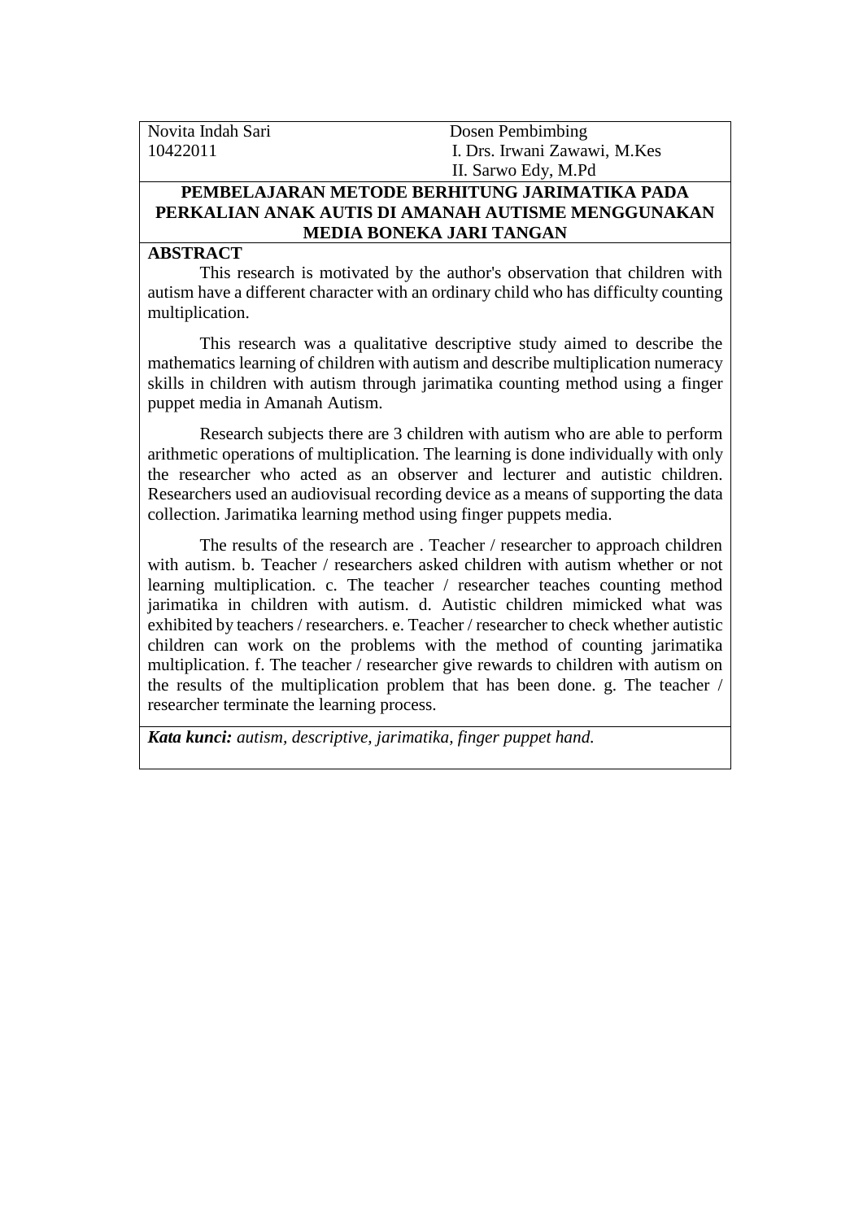| | |
|---|---|
| Novita Indah Sari<br>10422011 | Dosen Pembimbing<br>I. Drs. Irwani Zawawi, M.Kes<br>II. Sarwo Edy, M.Pd |

# PEMBELAJARAN METODE BERHITUNG JARIMATIKA PADA PERKALIAN ANAK AUTIS DI AMANAH AUTISME MENGGUNAKAN MEDIA BONEKA JARI TANGAN

## ABSTRACT

This research is motivated by the author's observation that children with autism have a different character with an ordinary child who has difficulty counting multiplication.

This research was a qualitative descriptive study aimed to describe the mathematics learning of children with autism and describe multiplication numeracy skills in children with autism through jarimatika counting method using a finger puppet media in Amanah Autism.

Research subjects there are 3 children with autism who are able to perform arithmetic operations of multiplication. The learning is done individually with only the researcher who acted as an observer and lecturer and autistic children. Researchers used an audiovisual recording device as a means of supporting the data collection. Jarimatika learning method using finger puppets media.

The results of the research are . Teacher / researcher to approach children with autism. b. Teacher / researchers asked children with autism whether or not learning multiplication. c. The teacher / researcher teaches counting method jarimatika in children with autism. d. Autistic children mimicked what was exhibited by teachers / researchers. e. Teacher / researcher to check whether autistic children can work on the problems with the method of counting jarimatika multiplication. f. The teacher / researcher give rewards to children with autism on the results of the multiplication problem that has been done. g. The teacher / researcher terminate the learning process.

***Kata kunci:*** *autism, descriptive, jarimatika, finger puppet hand.*